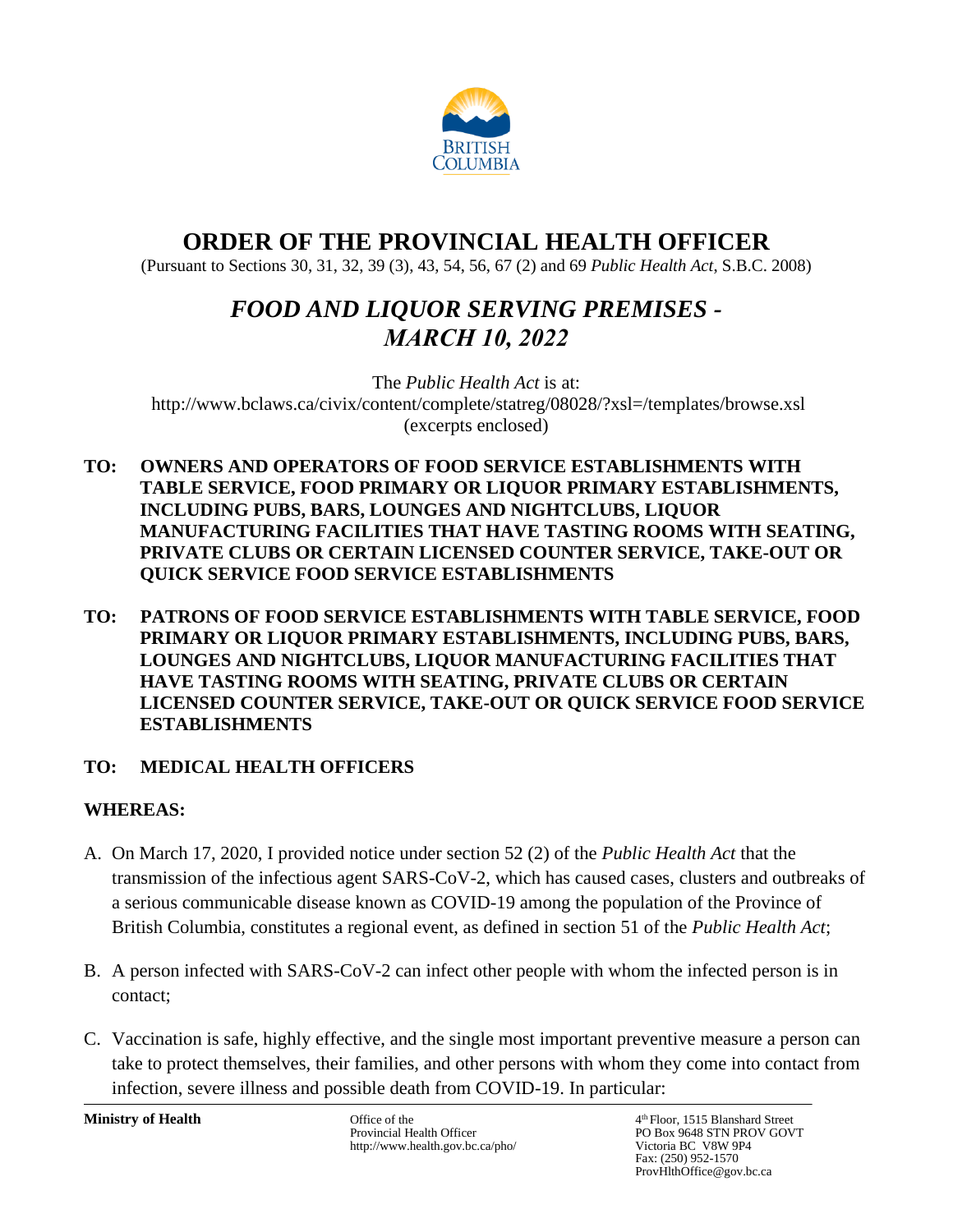# ORDER OF THE PROVINCIAL HEALTH OFFICER

(Pursuant to Sections 30, 31, 32, 39 (3), 43, 54, 56, 67 (2) and 69 *Public Health Act*, S.B.C. 2008)

## *FOOD AND LIQUOR SERVING PREMISES - MARCH 10, 2022*

The *Public Health Act* is at:
http://www.bclaws.ca/civix/content/complete/statreg/08028/?xsl=/templates/browse.xsl
(excerpts enclosed)

**TO: OWNERS AND OPERATORS OF FOOD SERVICE ESTABLISHMENTS WITH TABLE SERVICE, FOOD PRIMARY OR LIQUOR PRIMARY ESTABLISHMENTS, INCLUDING PUBS, BARS, LOUNGES AND NIGHTCLUBS, LIQUOR MANUFACTURING FACILITIES THAT HAVE TASTING ROOMS WITH SEATING, PRIVATE CLUBS OR CERTAIN LICENSED COUNTER SERVICE, TAKE-OUT OR QUICK SERVICE FOOD SERVICE ESTABLISHMENTS**

**TO: PATRONS OF FOOD SERVICE ESTABLISHMENTS WITH TABLE SERVICE, FOOD PRIMARY OR LIQUOR PRIMARY ESTABLISHMENTS, INCLUDING PUBS, BARS, LOUNGES AND NIGHTCLUBS, LIQUOR MANUFACTURING FACILITIES THAT HAVE TASTING ROOMS WITH SEATING, PRIVATE CLUBS OR CERTAIN LICENSED COUNTER SERVICE, TAKE-OUT OR QUICK SERVICE FOOD SERVICE ESTABLISHMENTS**

**TO: MEDICAL HEALTH OFFICERS**

**WHEREAS:**

A. On March 17, 2020, I provided notice under section 52 (2) of the *Public Health Act* that the transmission of the infectious agent SARS-CoV-2, which has caused cases, clusters and outbreaks of a serious communicable disease known as COVID-19 among the population of the Province of British Columbia, constitutes a regional event, as defined in section 51 of the *Public Health Act*;

B. A person infected with SARS-CoV-2 can infect other people with whom the infected person is in contact;

C. Vaccination is safe, highly effective, and the single most important preventive measure a person can take to protect themselves, their families, and other persons with whom they come into contact from infection, severe illness and possible death from COVID-19. In particular: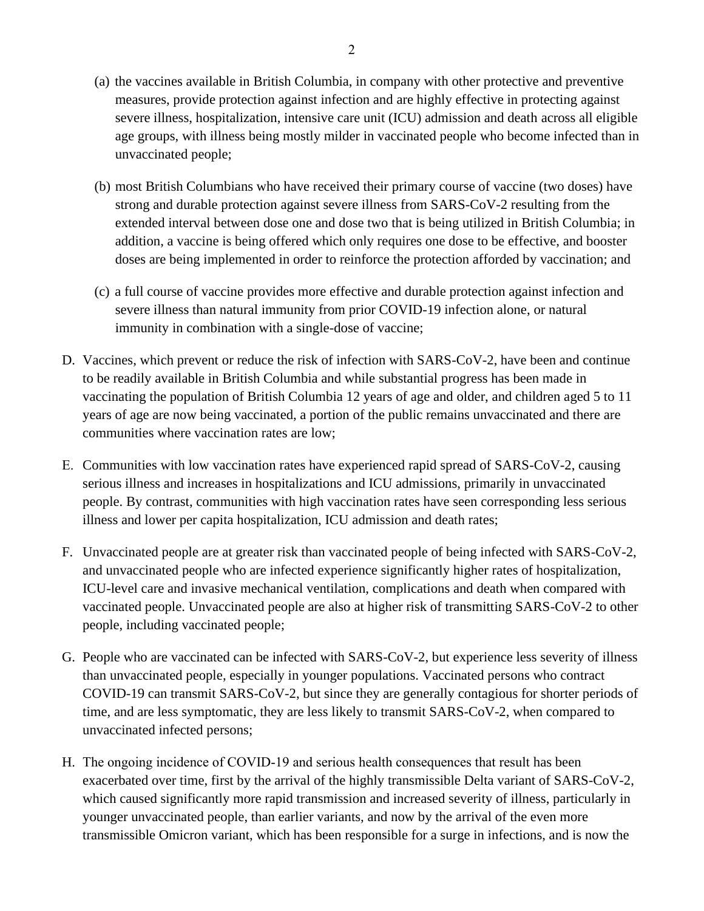(a) the vaccines available in British Columbia, in company with other protective and preventive measures, provide protection against infection and are highly effective in protecting against severe illness, hospitalization, intensive care unit (ICU) admission and death across all eligible age groups, with illness being mostly milder in vaccinated people who become infected than in unvaccinated people;

(b) most British Columbians who have received their primary course of vaccine (two doses) have strong and durable protection against severe illness from SARS-CoV-2 resulting from the extended interval between dose one and dose two that is being utilized in British Columbia; in addition, a vaccine is being offered which only requires one dose to be effective, and booster doses are being implemented in order to reinforce the protection afforded by vaccination; and

(c) a full course of vaccine provides more effective and durable protection against infection and severe illness than natural immunity from prior COVID-19 infection alone, or natural immunity in combination with a single-dose of vaccine;

D. Vaccines, which prevent or reduce the risk of infection with SARS-CoV-2, have been and continue to be readily available in British Columbia and while substantial progress has been made in vaccinating the population of British Columbia 12 years of age and older, and children aged 5 to 11 years of age are now being vaccinated, a portion of the public remains unvaccinated and there are communities where vaccination rates are low;

E. Communities with low vaccination rates have experienced rapid spread of SARS-CoV-2, causing serious illness and increases in hospitalizations and ICU admissions, primarily in unvaccinated people. By contrast, communities with high vaccination rates have seen corresponding less serious illness and lower per capita hospitalization, ICU admission and death rates;

F. Unvaccinated people are at greater risk than vaccinated people of being infected with SARS-CoV-2, and unvaccinated people who are infected experience significantly higher rates of hospitalization, ICU-level care and invasive mechanical ventilation, complications and death when compared with vaccinated people. Unvaccinated people are also at higher risk of transmitting SARS-CoV-2 to other people, including vaccinated people;

G. People who are vaccinated can be infected with SARS-CoV-2, but experience less severity of illness than unvaccinated people, especially in younger populations. Vaccinated persons who contract COVID-19 can transmit SARS-CoV-2, but since they are generally contagious for shorter periods of time, and are less symptomatic, they are less likely to transmit SARS-CoV-2, when compared to unvaccinated infected persons;

H. The ongoing incidence of COVID-19 and serious health consequences that result has been exacerbated over time, first by the arrival of the highly transmissible Delta variant of SARS-CoV-2, which caused significantly more rapid transmission and increased severity of illness, particularly in younger unvaccinated people, than earlier variants, and now by the arrival of the even more transmissible Omicron variant, which has been responsible for a surge in infections, and is now the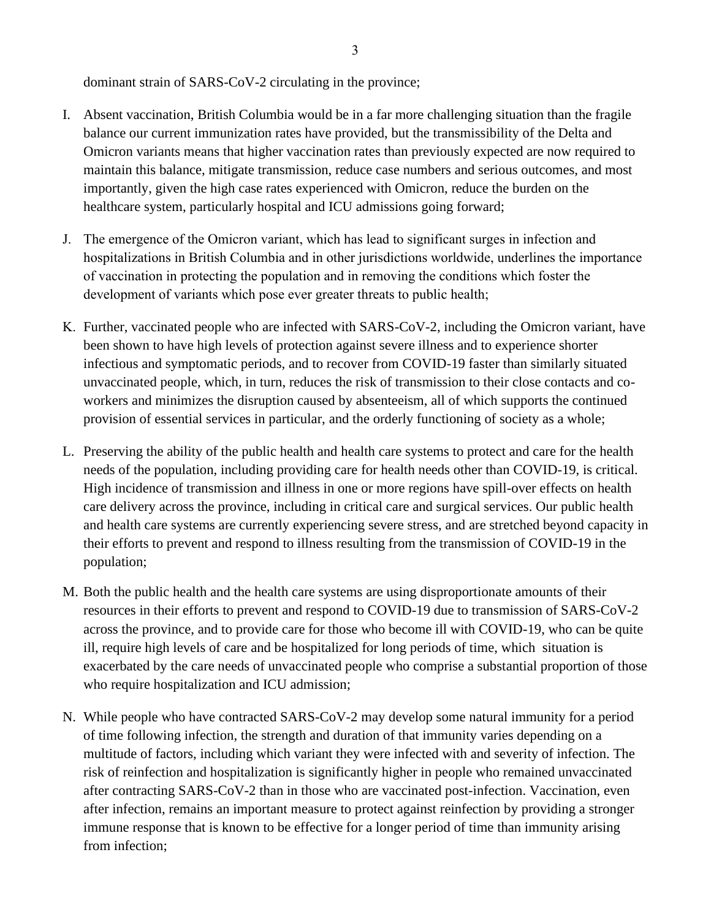dominant strain of SARS-CoV-2 circulating in the province;

I. Absent vaccination, British Columbia would be in a far more challenging situation than the fragile balance our current immunization rates have provided, but the transmissibility of the Delta and Omicron variants means that higher vaccination rates than previously expected are now required to maintain this balance, mitigate transmission, reduce case numbers and serious outcomes, and most importantly, given the high case rates experienced with Omicron, reduce the burden on the healthcare system, particularly hospital and ICU admissions going forward;

J. The emergence of the Omicron variant, which has lead to significant surges in infection and hospitalizations in British Columbia and in other jurisdictions worldwide, underlines the importance of vaccination in protecting the population and in removing the conditions which foster the development of variants which pose ever greater threats to public health;

K. Further, vaccinated people who are infected with SARS-CoV-2, including the Omicron variant, have been shown to have high levels of protection against severe illness and to experience shorter infectious and symptomatic periods, and to recover from COVID-19 faster than similarly situated unvaccinated people, which, in turn, reduces the risk of transmission to their close contacts and co-workers and minimizes the disruption caused by absenteeism, all of which supports the continued provision of essential services in particular, and the orderly functioning of society as a whole;

L. Preserving the ability of the public health and health care systems to protect and care for the health needs of the population, including providing care for health needs other than COVID-19, is critical. High incidence of transmission and illness in one or more regions have spill-over effects on health care delivery across the province, including in critical care and surgical services. Our public health and health care systems are currently experiencing severe stress, and are stretched beyond capacity in their efforts to prevent and respond to illness resulting from the transmission of COVID-19 in the population;

M. Both the public health and the health care systems are using disproportionate amounts of their resources in their efforts to prevent and respond to COVID-19 due to transmission of SARS-CoV-2 across the province, and to provide care for those who become ill with COVID-19, who can be quite ill, require high levels of care and be hospitalized for long periods of time, which situation is exacerbated by the care needs of unvaccinated people who comprise a substantial proportion of those who require hospitalization and ICU admission;

N. While people who have contracted SARS-CoV-2 may develop some natural immunity for a period of time following infection, the strength and duration of that immunity varies depending on a multitude of factors, including which variant they were infected with and severity of infection. The risk of reinfection and hospitalization is significantly higher in people who remained unvaccinated after contracting SARS-CoV-2 than in those who are vaccinated post-infection. Vaccination, even after infection, remains an important measure to protect against reinfection by providing a stronger immune response that is known to be effective for a longer period of time than immunity arising from infection;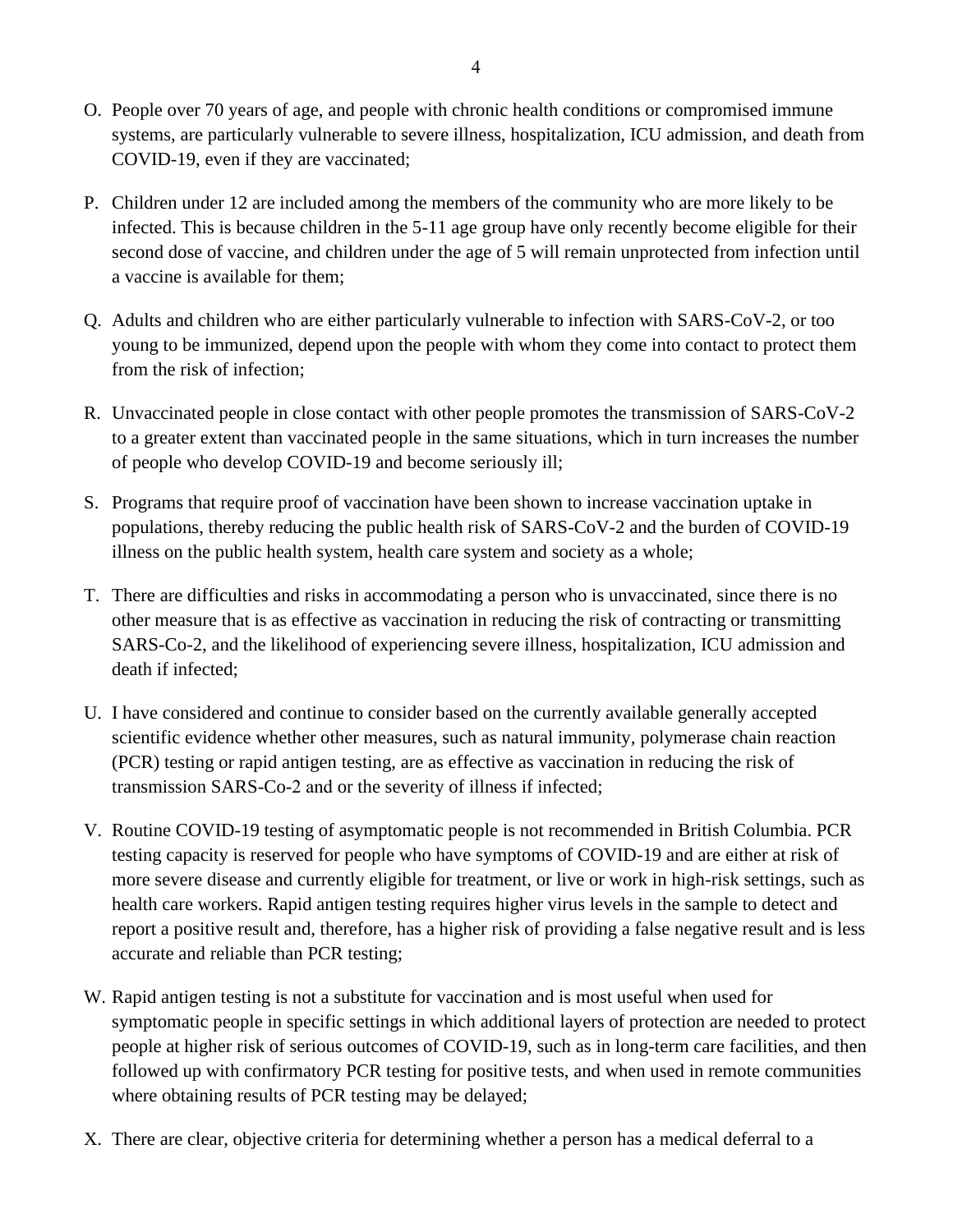O. People over 70 years of age, and people with chronic health conditions or compromised immune systems, are particularly vulnerable to severe illness, hospitalization, ICU admission, and death from COVID-19, even if they are vaccinated;

P. Children under 12 are included among the members of the community who are more likely to be infected. This is because children in the 5-11 age group have only recently become eligible for their second dose of vaccine, and children under the age of 5 will remain unprotected from infection until a vaccine is available for them;

Q. Adults and children who are either particularly vulnerable to infection with SARS-CoV-2, or too young to be immunized, depend upon the people with whom they come into contact to protect them from the risk of infection;

R. Unvaccinated people in close contact with other people promotes the transmission of SARS-CoV-2 to a greater extent than vaccinated people in the same situations, which in turn increases the number of people who develop COVID-19 and become seriously ill;

S. Programs that require proof of vaccination have been shown to increase vaccination uptake in populations, thereby reducing the public health risk of SARS-CoV-2 and the burden of COVID-19 illness on the public health system, health care system and society as a whole;

T. There are difficulties and risks in accommodating a person who is unvaccinated, since there is no other measure that is as effective as vaccination in reducing the risk of contracting or transmitting SARS-Co-2, and the likelihood of experiencing severe illness, hospitalization, ICU admission and death if infected;

U. I have considered and continue to consider based on the currently available generally accepted scientific evidence whether other measures, such as natural immunity, polymerase chain reaction (PCR) testing or rapid antigen testing, are as effective as vaccination in reducing the risk of transmission SARS-Co-2 and or the severity of illness if infected;

V. Routine COVID-19 testing of asymptomatic people is not recommended in British Columbia. PCR testing capacity is reserved for people who have symptoms of COVID-19 and are either at risk of more severe disease and currently eligible for treatment, or live or work in high-risk settings, such as health care workers. Rapid antigen testing requires higher virus levels in the sample to detect and report a positive result and, therefore, has a higher risk of providing a false negative result and is less accurate and reliable than PCR testing;

W. Rapid antigen testing is not a substitute for vaccination and is most useful when used for symptomatic people in specific settings in which additional layers of protection are needed to protect people at higher risk of serious outcomes of COVID-19, such as in long-term care facilities, and then followed up with confirmatory PCR testing for positive tests, and when used in remote communities where obtaining results of PCR testing may be delayed;

X. There are clear, objective criteria for determining whether a person has a medical deferral to a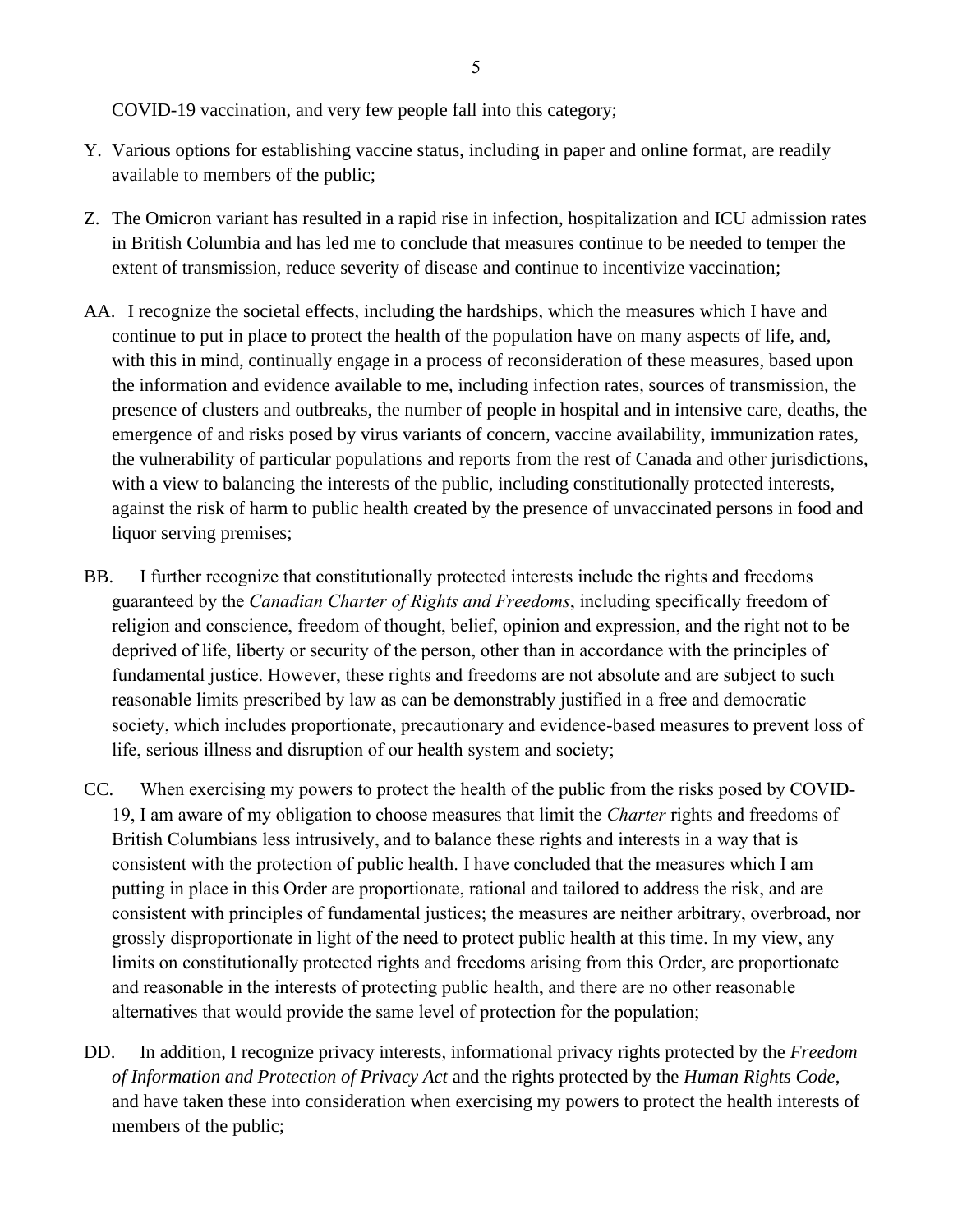COVID-19 vaccination, and very few people fall into this category;

Y. Various options for establishing vaccine status, including in paper and online format, are readily available to members of the public;

Z. The Omicron variant has resulted in a rapid rise in infection, hospitalization and ICU admission rates in British Columbia and has led me to conclude that measures continue to be needed to temper the extent of transmission, reduce severity of disease and continue to incentivize vaccination;

AA. I recognize the societal effects, including the hardships, which the measures which I have and continue to put in place to protect the health of the population have on many aspects of life, and, with this in mind, continually engage in a process of reconsideration of these measures, based upon the information and evidence available to me, including infection rates, sources of transmission, the presence of clusters and outbreaks, the number of people in hospital and in intensive care, deaths, the emergence of and risks posed by virus variants of concern, vaccine availability, immunization rates, the vulnerability of particular populations and reports from the rest of Canada and other jurisdictions, with a view to balancing the interests of the public, including constitutionally protected interests, against the risk of harm to public health created by the presence of unvaccinated persons in food and liquor serving premises;

BB. I further recognize that constitutionally protected interests include the rights and freedoms guaranteed by the *Canadian Charter of Rights and Freedoms*, including specifically freedom of religion and conscience, freedom of thought, belief, opinion and expression, and the right not to be deprived of life, liberty or security of the person, other than in accordance with the principles of fundamental justice. However, these rights and freedoms are not absolute and are subject to such reasonable limits prescribed by law as can be demonstrably justified in a free and democratic society, which includes proportionate, precautionary and evidence-based measures to prevent loss of life, serious illness and disruption of our health system and society;

CC. When exercising my powers to protect the health of the public from the risks posed by COVID-19, I am aware of my obligation to choose measures that limit the *Charter* rights and freedoms of British Columbians less intrusively, and to balance these rights and interests in a way that is consistent with the protection of public health. I have concluded that the measures which I am putting in place in this Order are proportionate, rational and tailored to address the risk, and are consistent with principles of fundamental justices; the measures are neither arbitrary, overbroad, nor grossly disproportionate in light of the need to protect public health at this time. In my view, any limits on constitutionally protected rights and freedoms arising from this Order, are proportionate and reasonable in the interests of protecting public health, and there are no other reasonable alternatives that would provide the same level of protection for the population;

DD. In addition, I recognize privacy interests, informational privacy rights protected by the *Freedom of Information and Protection of Privacy Act* and the rights protected by the *Human Rights Code*, and have taken these into consideration when exercising my powers to protect the health interests of members of the public;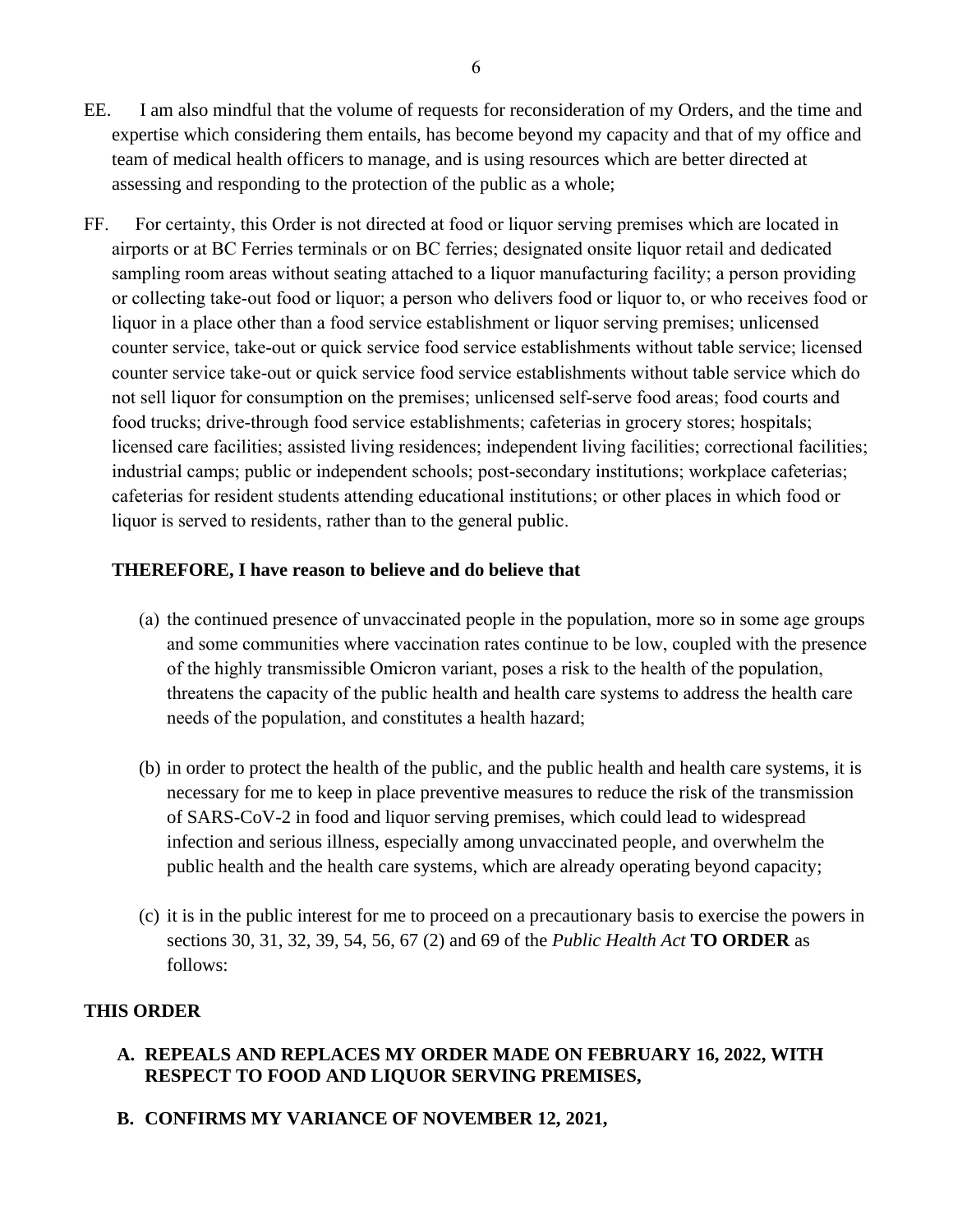EE. I am also mindful that the volume of requests for reconsideration of my Orders, and the time and expertise which considering them entails, has become beyond my capacity and that of my office and team of medical health officers to manage, and is using resources which are better directed at assessing and responding to the protection of the public as a whole;

FF. For certainty, this Order is not directed at food or liquor serving premises which are located in airports or at BC Ferries terminals or on BC ferries; designated onsite liquor retail and dedicated sampling room areas without seating attached to a liquor manufacturing facility; a person providing or collecting take-out food or liquor; a person who delivers food or liquor to, or who receives food or liquor in a place other than a food service establishment or liquor serving premises; unlicensed counter service, take-out or quick service food service establishments without table service; licensed counter service take-out or quick service food service establishments without table service which do not sell liquor for consumption on the premises; unlicensed self-serve food areas; food courts and food trucks; drive-through food service establishments; cafeterias in grocery stores; hospitals; licensed care facilities; assisted living residences; independent living facilities; correctional facilities; industrial camps; public or independent schools; post-secondary institutions; workplace cafeterias; cafeterias for resident students attending educational institutions; or other places in which food or liquor is served to residents, rather than to the general public.

**THEREFORE, I have reason to believe and do believe that**

(a) the continued presence of unvaccinated people in the population, more so in some age groups and some communities where vaccination rates continue to be low, coupled with the presence of the highly transmissible Omicron variant, poses a risk to the health of the population, threatens the capacity of the public health and health care systems to address the health care needs of the population, and constitutes a health hazard;

(b) in order to protect the health of the public, and the public health and health care systems, it is necessary for me to keep in place preventive measures to reduce the risk of the transmission of SARS-CoV-2 in food and liquor serving premises, which could lead to widespread infection and serious illness, especially among unvaccinated people, and overwhelm the public health and the health care systems, which are already operating beyond capacity;

(c) it is in the public interest for me to proceed on a precautionary basis to exercise the powers in sections 30, 31, 32, 39, 54, 56, 67 (2) and 69 of the *Public Health Act* **TO ORDER** as follows:

**THIS ORDER**

**A. REPEALS AND REPLACES MY ORDER MADE ON FEBRUARY 16, 2022, WITH RESPECT TO FOOD AND LIQUOR SERVING PREMISES,**

**B. CONFIRMS MY VARIANCE OF NOVEMBER 12, 2021,**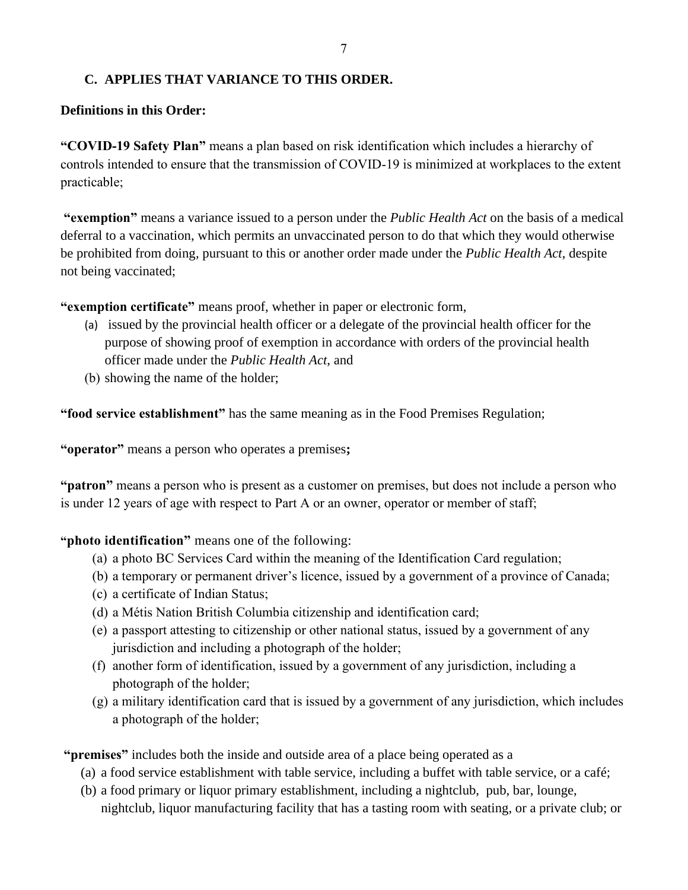**C. APPLIES THAT VARIANCE TO THIS ORDER.**

**Definitions in this Order:**

**"COVID-19 Safety Plan"** means a plan based on risk identification which includes a hierarchy of controls intended to ensure that the transmission of COVID-19 is minimized at workplaces to the extent practicable;

**"exemption"** means a variance issued to a person under the *Public Health Act* on the basis of a medical deferral to a vaccination, which permits an unvaccinated person to do that which they would otherwise be prohibited from doing, pursuant to this or another order made under the *Public Health Act*, despite not being vaccinated;

**"exemption certificate"** means proof, whether in paper or electronic form,

(a) issued by the provincial health officer or a delegate of the provincial health officer for the purpose of showing proof of exemption in accordance with orders of the provincial health officer made under the *Public Health Act*, and
(b) showing the name of the holder;

**"food service establishment"** has the same meaning as in the Food Premises Regulation;

**"operator"** means a person who operates a premises**;**

**"patron"** means a person who is present as a customer on premises, but does not include a person who is under 12 years of age with respect to Part A or an owner, operator or member of staff;

**"photo identification"** means one of the following:

(a) a photo BC Services Card within the meaning of the Identification Card regulation;
(b) a temporary or permanent driver's licence, issued by a government of a province of Canada;
(c) a certificate of Indian Status;
(d) a Métis Nation British Columbia citizenship and identification card;
(e) a passport attesting to citizenship or other national status, issued by a government of any jurisdiction and including a photograph of the holder;
(f) another form of identification, issued by a government of any jurisdiction, including a photograph of the holder;
(g) a military identification card that is issued by a government of any jurisdiction, which includes a photograph of the holder;

**"premises"** includes both the inside and outside area of a place being operated as a

(a) a food service establishment with table service, including a buffet with table service, or a café;
(b) a food primary or liquor primary establishment, including a nightclub, pub, bar, lounge, nightclub, liquor manufacturing facility that has a tasting room with seating, or a private club; or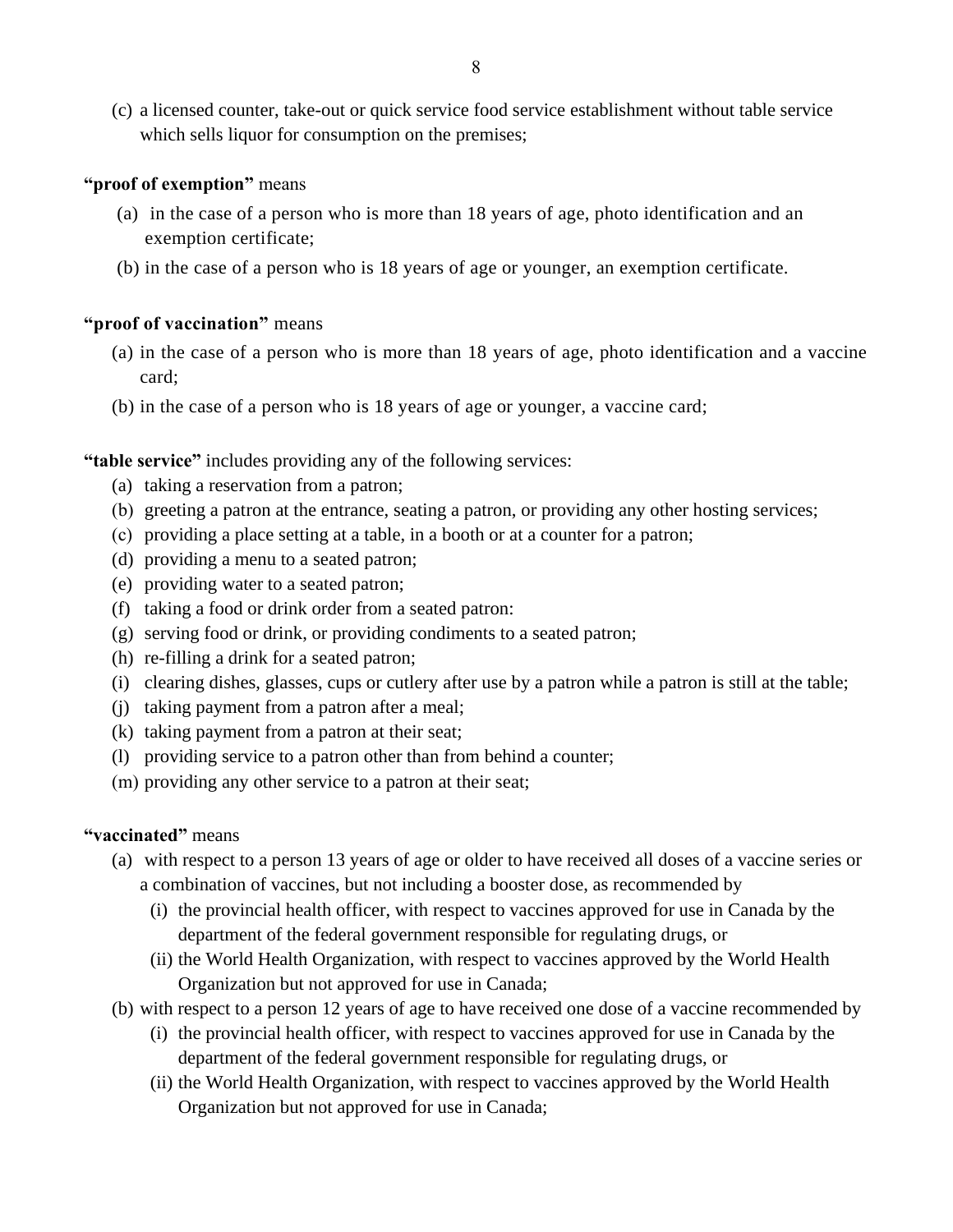(c) a licensed counter, take-out or quick service food service establishment without table service which sells liquor for consumption on the premises;

**"proof of exemption"** means

(a) in the case of a person who is more than 18 years of age, photo identification and an exemption certificate;

(b) in the case of a person who is 18 years of age or younger, an exemption certificate.

**"proof of vaccination"** means

(a) in the case of a person who is more than 18 years of age, photo identification and a vaccine card;

(b) in the case of a person who is 18 years of age or younger, a vaccine card;

**"table service"** includes providing any of the following services:

(a) taking a reservation from a patron;
(b) greeting a patron at the entrance, seating a patron, or providing any other hosting services;
(c) providing a place setting at a table, in a booth or at a counter for a patron;
(d) providing a menu to a seated patron;
(e) providing water to a seated patron;
(f) taking a food or drink order from a seated patron:
(g) serving food or drink, or providing condiments to a seated patron;
(h) re-filling a drink for a seated patron;
(i) clearing dishes, glasses, cups or cutlery after use by a patron while a patron is still at the table;
(j) taking payment from a patron after a meal;
(k) taking payment from a patron at their seat;
(l) providing service to a patron other than from behind a counter;
(m) providing any other service to a patron at their seat;

**"vaccinated"** means

(a) with respect to a person 13 years of age or older to have received all doses of a vaccine series or a combination of vaccines, but not including a booster dose, as recommended by
   (i) the provincial health officer, with respect to vaccines approved for use in Canada by the department of the federal government responsible for regulating drugs, or
   (ii) the World Health Organization, with respect to vaccines approved by the World Health Organization but not approved for use in Canada;

(b) with respect to a person 12 years of age to have received one dose of a vaccine recommended by
   (i) the provincial health officer, with respect to vaccines approved for use in Canada by the department of the federal government responsible for regulating drugs, or
   (ii) the World Health Organization, with respect to vaccines approved by the World Health Organization but not approved for use in Canada;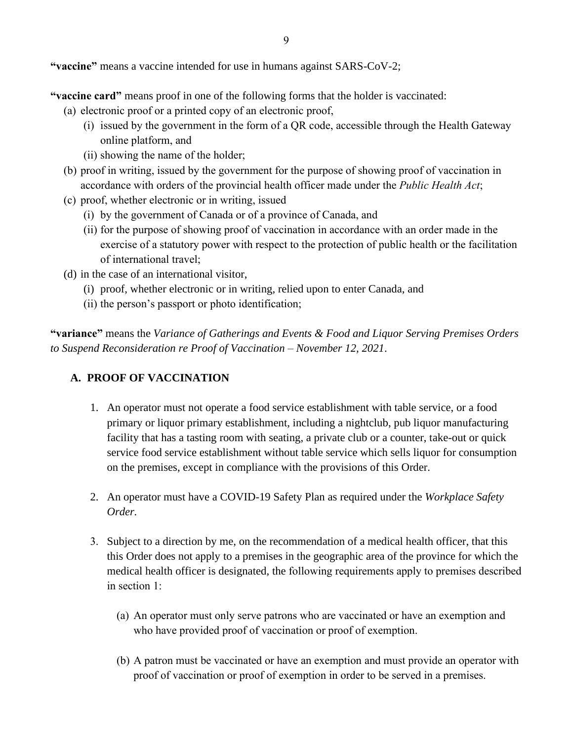**"vaccine"** means a vaccine intended for use in humans against SARS-CoV-2;

**"vaccine card"** means proof in one of the following forms that the holder is vaccinated:

- (a) electronic proof or a printed copy of an electronic proof,
  - (i) issued by the government in the form of a QR code, accessible through the Health Gateway online platform, and
  - (ii) showing the name of the holder;
- (b) proof in writing, issued by the government for the purpose of showing proof of vaccination in accordance with orders of the provincial health officer made under the *Public Health Act*;
- (c) proof, whether electronic or in writing, issued
  - (i) by the government of Canada or of a province of Canada, and
  - (ii) for the purpose of showing proof of vaccination in accordance with an order made in the exercise of a statutory power with respect to the protection of public health or the facilitation of international travel;
- (d) in the case of an international visitor,
  - (i) proof, whether electronic or in writing, relied upon to enter Canada, and
  - (ii) the person's passport or photo identification;

**"variance"** means the *Variance of Gatherings and Events & Food and Liquor Serving Premises Orders to Suspend Reconsideration re Proof of Vaccination – November 12, 2021*.

## A. PROOF OF VACCINATION

1. An operator must not operate a food service establishment with table service, or a food primary or liquor primary establishment, including a nightclub, pub liquor manufacturing facility that has a tasting room with seating, a private club or a counter, take-out or quick service food service establishment without table service which sells liquor for consumption on the premises, except in compliance with the provisions of this Order.

2. An operator must have a COVID-19 Safety Plan as required under the *Workplace Safety Order*.

3. Subject to a direction by me, on the recommendation of a medical health officer, that this this Order does not apply to a premises in the geographic area of the province for which the medical health officer is designated, the following requirements apply to premises described in section 1:

   (a) An operator must only serve patrons who are vaccinated or have an exemption and who have provided proof of vaccination or proof of exemption.

   (b) A patron must be vaccinated or have an exemption and must provide an operator with proof of vaccination or proof of exemption in order to be served in a premises.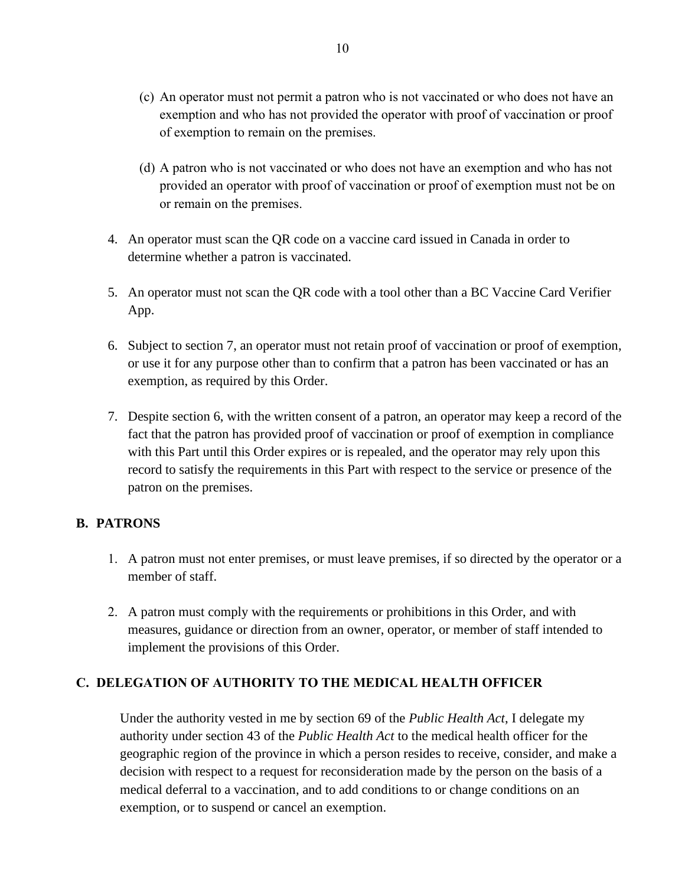(c) An operator must not permit a patron who is not vaccinated or who does not have an exemption and who has not provided the operator with proof of vaccination or proof of exemption to remain on the premises.

(d) A patron who is not vaccinated or who does not have an exemption and who has not provided an operator with proof of vaccination or proof of exemption must not be on or remain on the premises.

4. An operator must scan the QR code on a vaccine card issued in Canada in order to determine whether a patron is vaccinated.

5. An operator must not scan the QR code with a tool other than a BC Vaccine Card Verifier App.

6. Subject to section 7, an operator must not retain proof of vaccination or proof of exemption, or use it for any purpose other than to confirm that a patron has been vaccinated or has an exemption, as required by this Order.

7. Despite section 6, with the written consent of a patron, an operator may keep a record of the fact that the patron has provided proof of vaccination or proof of exemption in compliance with this Part until this Order expires or is repealed, and the operator may rely upon this record to satisfy the requirements in this Part with respect to the service or presence of the patron on the premises.

## B. PATRONS

1. A patron must not enter premises, or must leave premises, if so directed by the operator or a member of staff.

2. A patron must comply with the requirements or prohibitions in this Order, and with measures, guidance or direction from an owner, operator, or member of staff intended to implement the provisions of this Order.

## C. DELEGATION OF AUTHORITY TO THE MEDICAL HEALTH OFFICER

Under the authority vested in me by section 69 of the *Public Health Act*, I delegate my authority under section 43 of the *Public Health Act* to the medical health officer for the geographic region of the province in which a person resides to receive, consider, and make a decision with respect to a request for reconsideration made by the person on the basis of a medical deferral to a vaccination, and to add conditions to or change conditions on an exemption, or to suspend or cancel an exemption.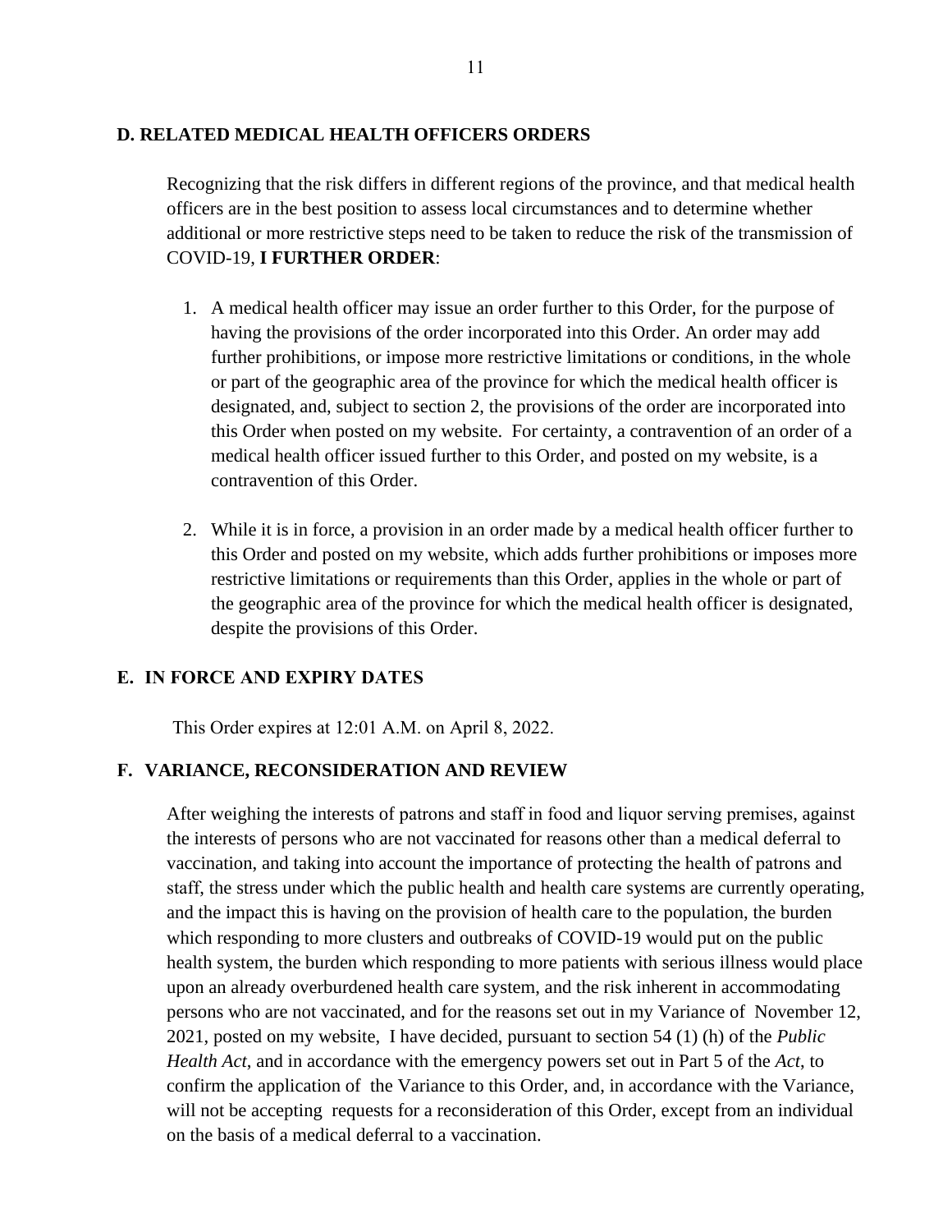## D. RELATED MEDICAL HEALTH OFFICERS ORDERS

Recognizing that the risk differs in different regions of the province, and that medical health officers are in the best position to assess local circumstances and to determine whether additional or more restrictive steps need to be taken to reduce the risk of the transmission of COVID-19, **I FURTHER ORDER**:

1. A medical health officer may issue an order further to this Order, for the purpose of having the provisions of the order incorporated into this Order. An order may add further prohibitions, or impose more restrictive limitations or conditions, in the whole or part of the geographic area of the province for which the medical health officer is designated, and, subject to section 2, the provisions of the order are incorporated into this Order when posted on my website. For certainty, a contravention of an order of a medical health officer issued further to this Order, and posted on my website, is a contravention of this Order.

2. While it is in force, a provision in an order made by a medical health officer further to this Order and posted on my website, which adds further prohibitions or imposes more restrictive limitations or requirements than this Order, applies in the whole or part of the geographic area of the province for which the medical health officer is designated, despite the provisions of this Order.

## E. IN FORCE AND EXPIRY DATES

This Order expires at 12:01 A.M. on April 8, 2022.

## F. VARIANCE, RECONSIDERATION AND REVIEW

After weighing the interests of patrons and staff in food and liquor serving premises, against the interests of persons who are not vaccinated for reasons other than a medical deferral to vaccination, and taking into account the importance of protecting the health of patrons and staff, the stress under which the public health and health care systems are currently operating, and the impact this is having on the provision of health care to the population, the burden which responding to more clusters and outbreaks of COVID-19 would put on the public health system, the burden which responding to more patients with serious illness would place upon an already overburdened health care system, and the risk inherent in accommodating persons who are not vaccinated, and for the reasons set out in my Variance of November 12, 2021, posted on my website, I have decided, pursuant to section 54 (1) (h) of the *Public Health Act*, and in accordance with the emergency powers set out in Part 5 of the *Act*, to confirm the application of the Variance to this Order, and, in accordance with the Variance, will not be accepting requests for a reconsideration of this Order, except from an individual on the basis of a medical deferral to a vaccination.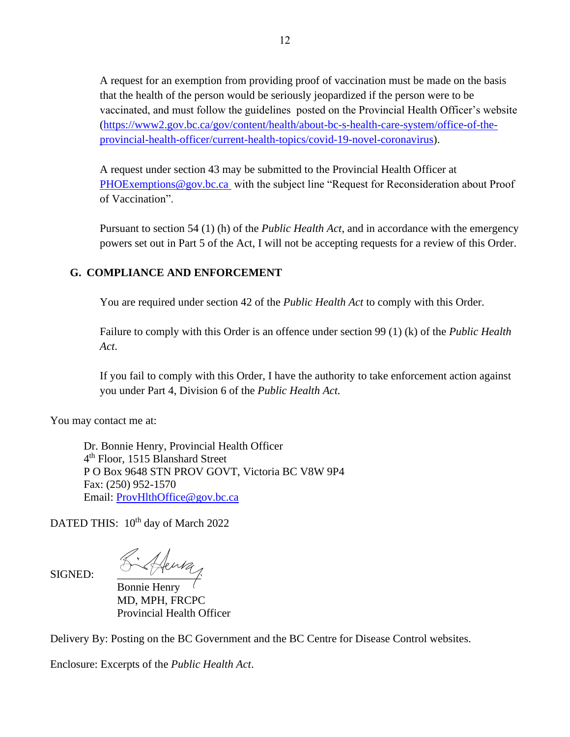A request for an exemption from providing proof of vaccination must be made on the basis that the health of the person would be seriously jeopardized if the person were to be vaccinated, and must follow the guidelines posted on the Provincial Health Officer's website (https://www2.gov.bc.ca/gov/content/health/about-bc-s-health-care-system/office-of-the-provincial-health-officer/current-health-topics/covid-19-novel-coronavirus).

A request under section 43 may be submitted to the Provincial Health Officer at PHOExemptions@gov.bc.ca with the subject line "Request for Reconsideration about Proof of Vaccination".

Pursuant to section 54 (1) (h) of the *Public Health Act*, and in accordance with the emergency powers set out in Part 5 of the Act, I will not be accepting requests for a review of this Order.

## G. COMPLIANCE AND ENFORCEMENT

You are required under section 42 of the *Public Health Act* to comply with this Order.

Failure to comply with this Order is an offence under section 99 (1) (k) of the *Public Health Act*.

If you fail to comply with this Order, I have the authority to take enforcement action against you under Part 4, Division 6 of the *Public Health Act.*

You may contact me at:

Dr. Bonnie Henry, Provincial Health Officer
4th Floor, 1515 Blanshard Street
P O Box 9648 STN PROV GOVT, Victoria BC V8W 9P4
Fax: (250) 952-1570
Email: ProvHlthOffice@gov.bc.ca

DATED THIS: 10th day of March 2022

SIGNED:

Bonnie Henry
MD, MPH, FRCPC
Provincial Health Officer

Delivery By: Posting on the BC Government and the BC Centre for Disease Control websites.

Enclosure: Excerpts of the *Public Health Act*.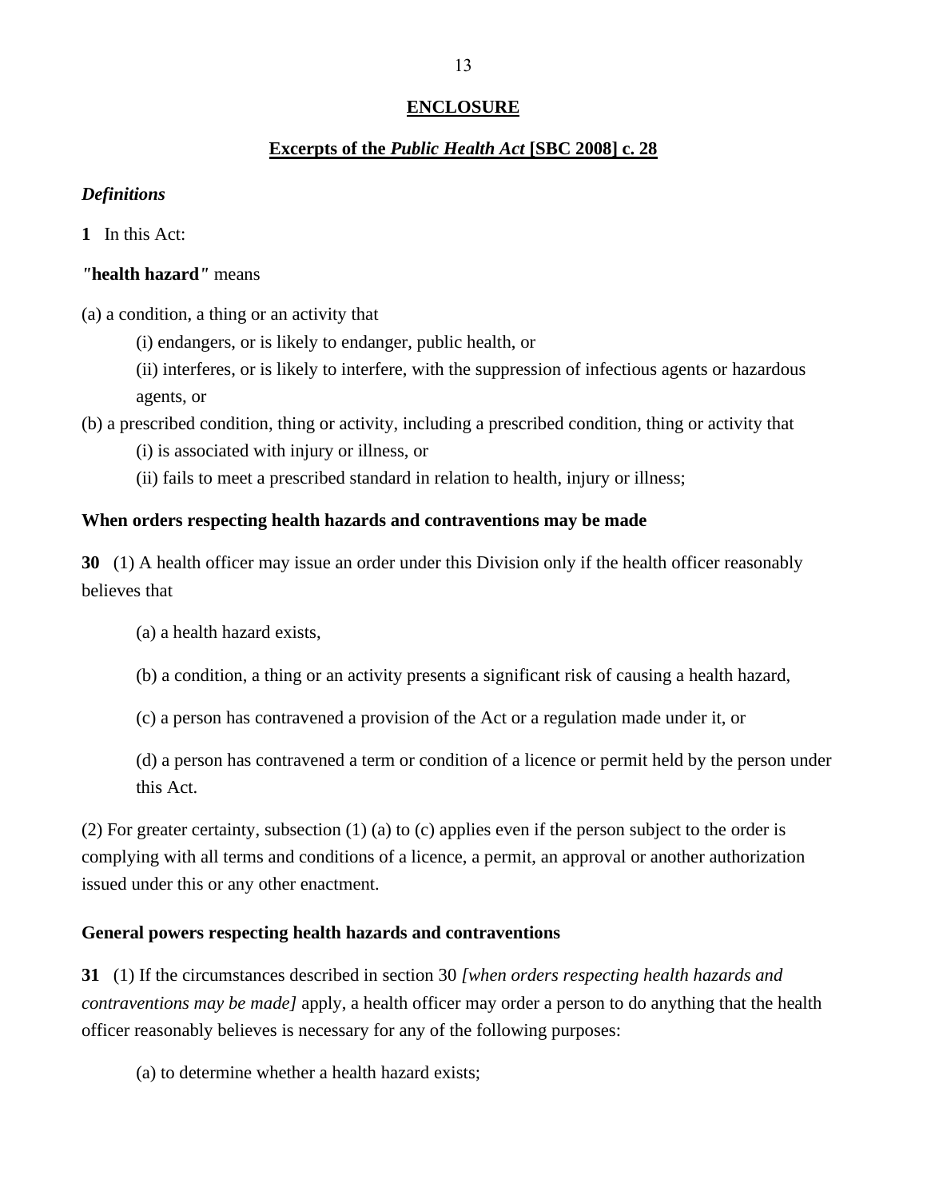## ENCLOSURE

## Excerpts of the *Public Health Act* [SBC 2008] c. 28

***Definitions***

**1** In this Act:

***"*health hazard*"*** means

(a) a condition, a thing or an activity that

(i) endangers, or is likely to endanger, public health, or

(ii) interferes, or is likely to interfere, with the suppression of infectious agents or hazardous agents, or

(b) a prescribed condition, thing or activity, including a prescribed condition, thing or activity that

(i) is associated with injury or illness, or

(ii) fails to meet a prescribed standard in relation to health, injury or illness;

**When orders respecting health hazards and contraventions may be made**

**30** (1) A health officer may issue an order under this Division only if the health officer reasonably believes that

(a) a health hazard exists,

(b) a condition, a thing or an activity presents a significant risk of causing a health hazard,

(c) a person has contravened a provision of the Act or a regulation made under it, or

(d) a person has contravened a term or condition of a licence or permit held by the person under this Act.

(2) For greater certainty, subsection (1) (a) to (c) applies even if the person subject to the order is complying with all terms and conditions of a licence, a permit, an approval or another authorization issued under this or any other enactment.

**General powers respecting health hazards and contraventions**

**31** (1) If the circumstances described in section 30 *[when orders respecting health hazards and contraventions may be made]* apply, a health officer may order a person to do anything that the health officer reasonably believes is necessary for any of the following purposes:

(a) to determine whether a health hazard exists;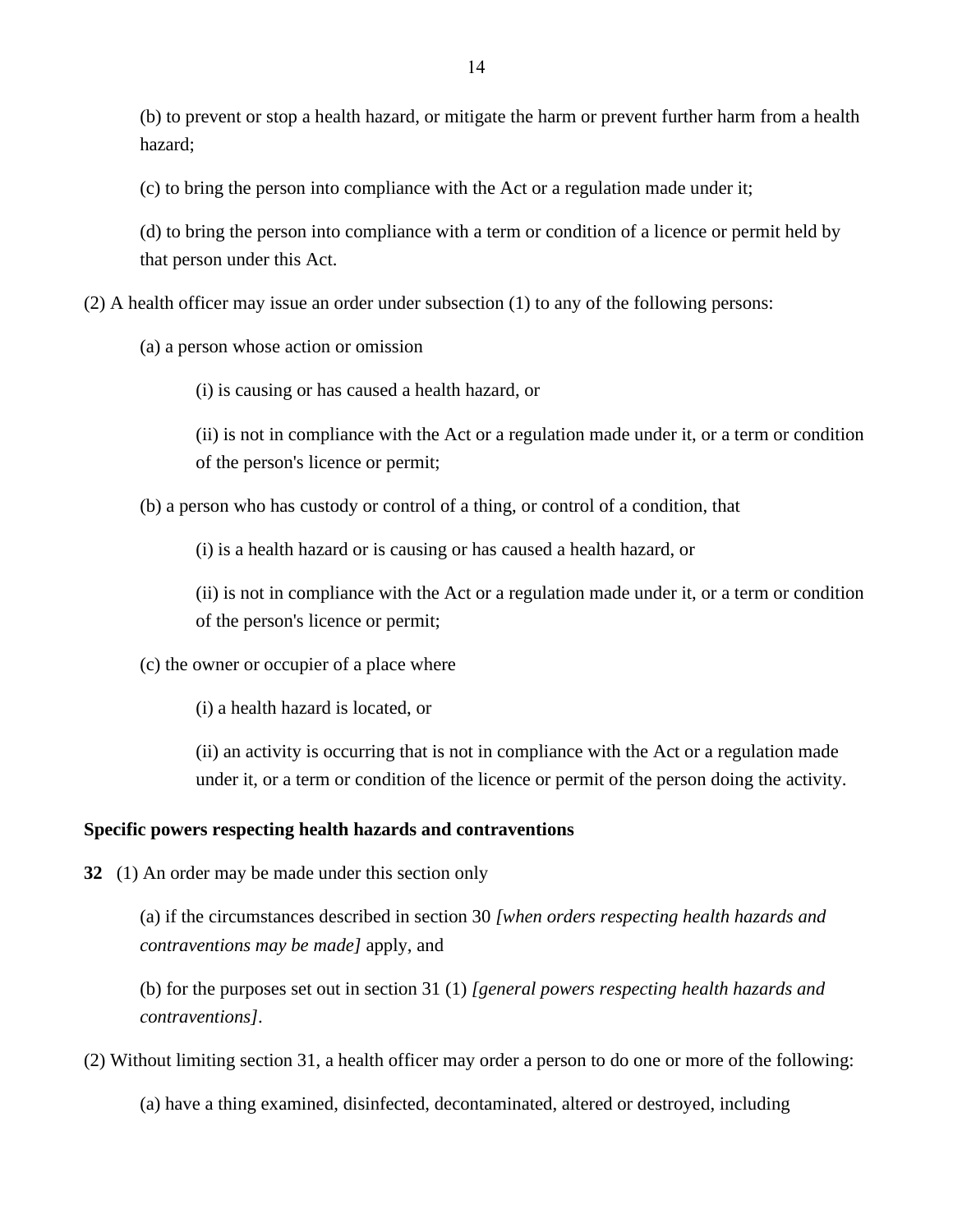(b) to prevent or stop a health hazard, or mitigate the harm or prevent further harm from a health hazard;

(c) to bring the person into compliance with the Act or a regulation made under it;

(d) to bring the person into compliance with a term or condition of a licence or permit held by that person under this Act.

(2) A health officer may issue an order under subsection (1) to any of the following persons:

(a) a person whose action or omission

(i) is causing or has caused a health hazard, or

(ii) is not in compliance with the Act or a regulation made under it, or a term or condition of the person's licence or permit;

(b) a person who has custody or control of a thing, or control of a condition, that

(i) is a health hazard or is causing or has caused a health hazard, or

(ii) is not in compliance with the Act or a regulation made under it, or a term or condition of the person's licence or permit;

(c) the owner or occupier of a place where

(i) a health hazard is located, or

(ii) an activity is occurring that is not in compliance with the Act or a regulation made under it, or a term or condition of the licence or permit of the person doing the activity.

**Specific powers respecting health hazards and contraventions**

**32** (1) An order may be made under this section only

(a) if the circumstances described in section 30 *[when orders respecting health hazards and contraventions may be made]* apply, and

(b) for the purposes set out in section 31 (1) *[general powers respecting health hazards and contraventions]*.

(2) Without limiting section 31, a health officer may order a person to do one or more of the following:

(a) have a thing examined, disinfected, decontaminated, altered or destroyed, including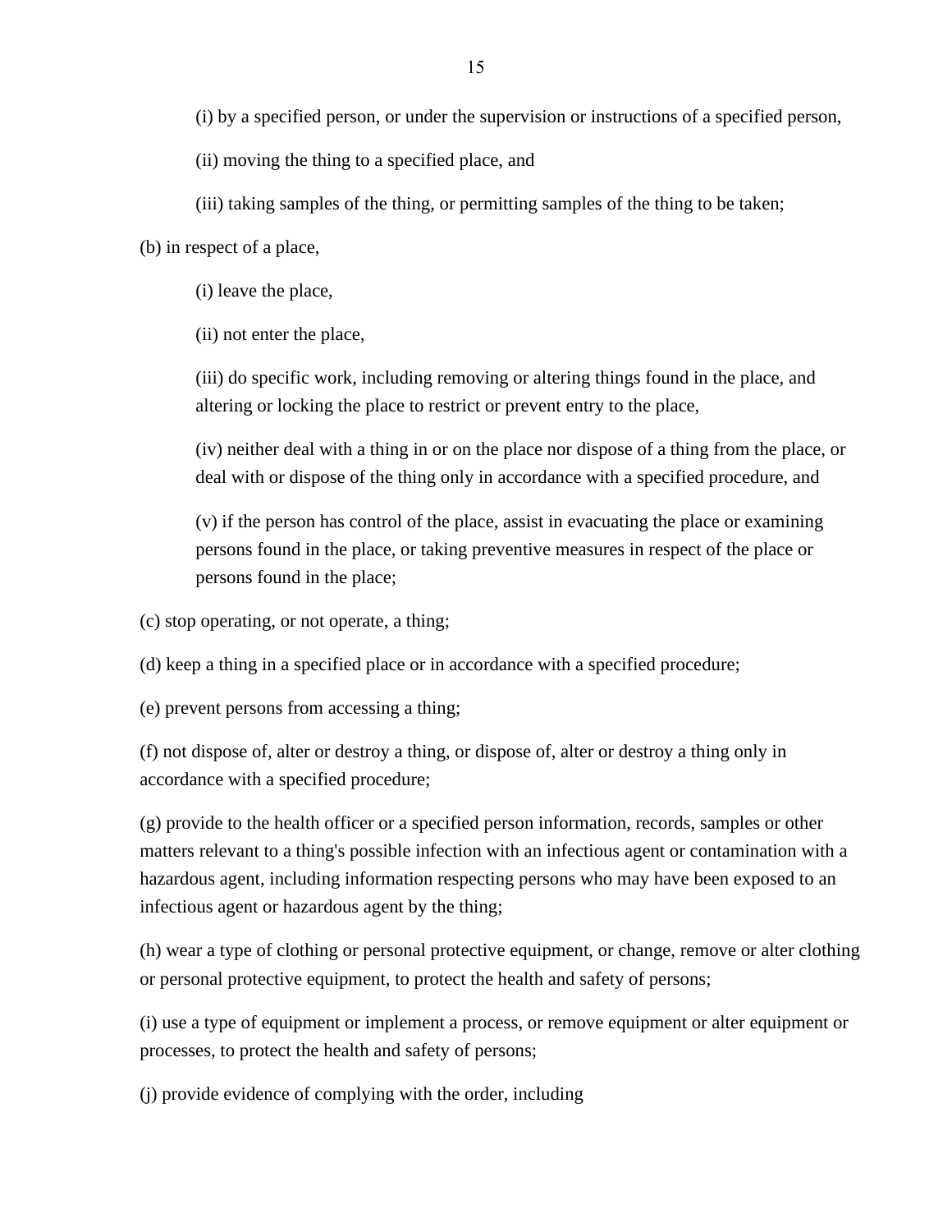(i) by a specified person, or under the supervision or instructions of a specified person,

(ii) moving the thing to a specified place, and

(iii) taking samples of the thing, or permitting samples of the thing to be taken;

(b) in respect of a place,

(i) leave the place,

(ii) not enter the place,

(iii) do specific work, including removing or altering things found in the place, and altering or locking the place to restrict or prevent entry to the place,

(iv) neither deal with a thing in or on the place nor dispose of a thing from the place, or deal with or dispose of the thing only in accordance with a specified procedure, and

(v) if the person has control of the place, assist in evacuating the place or examining persons found in the place, or taking preventive measures in respect of the place or persons found in the place;

(c) stop operating, or not operate, a thing;

(d) keep a thing in a specified place or in accordance with a specified procedure;

(e) prevent persons from accessing a thing;

(f) not dispose of, alter or destroy a thing, or dispose of, alter or destroy a thing only in accordance with a specified procedure;

(g) provide to the health officer or a specified person information, records, samples or other matters relevant to a thing's possible infection with an infectious agent or contamination with a hazardous agent, including information respecting persons who may have been exposed to an infectious agent or hazardous agent by the thing;

(h) wear a type of clothing or personal protective equipment, or change, remove or alter clothing or personal protective equipment, to protect the health and safety of persons;

(i) use a type of equipment or implement a process, or remove equipment or alter equipment or processes, to protect the health and safety of persons;

(j) provide evidence of complying with the order, including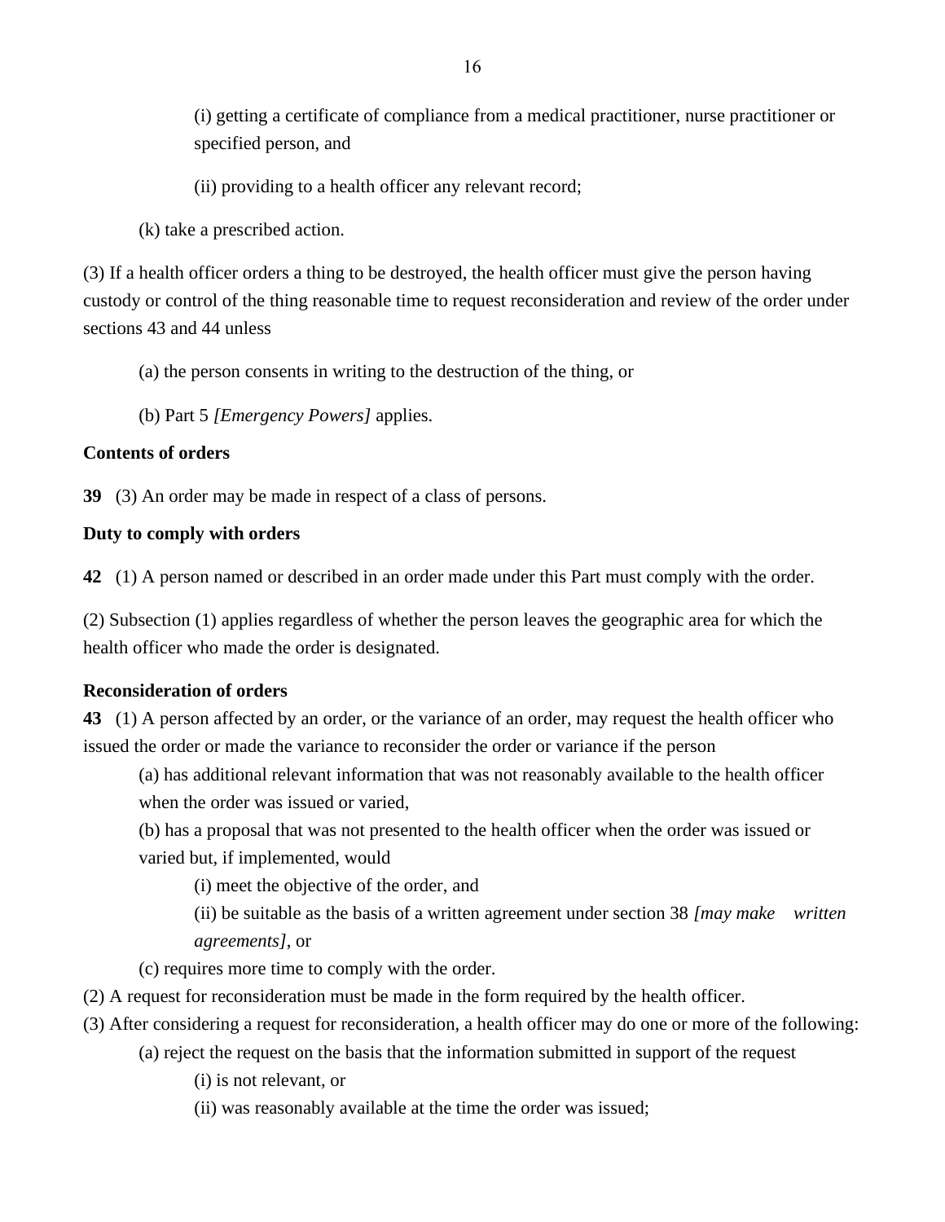(i) getting a certificate of compliance from a medical practitioner, nurse practitioner or specified person, and

(ii) providing to a health officer any relevant record;

(k) take a prescribed action.

(3) If a health officer orders a thing to be destroyed, the health officer must give the person having custody or control of the thing reasonable time to request reconsideration and review of the order under sections 43 and 44 unless

(a) the person consents in writing to the destruction of the thing, or

(b) Part 5 *[Emergency Powers]* applies.

**Contents of orders**

**39** (3) An order may be made in respect of a class of persons.

**Duty to comply with orders**

**42** (1) A person named or described in an order made under this Part must comply with the order.

(2) Subsection (1) applies regardless of whether the person leaves the geographic area for which the health officer who made the order is designated.

**Reconsideration of orders**

**43** (1) A person affected by an order, or the variance of an order, may request the health officer who issued the order or made the variance to reconsider the order or variance if the person

(a) has additional relevant information that was not reasonably available to the health officer when the order was issued or varied,

(b) has a proposal that was not presented to the health officer when the order was issued or varied but, if implemented, would

(i) meet the objective of the order, and

(ii) be suitable as the basis of a written agreement under section 38 *[may make written agreements]*, or

(c) requires more time to comply with the order.

(2) A request for reconsideration must be made in the form required by the health officer.

(3) After considering a request for reconsideration, a health officer may do one or more of the following:

(a) reject the request on the basis that the information submitted in support of the request

(i) is not relevant, or

(ii) was reasonably available at the time the order was issued;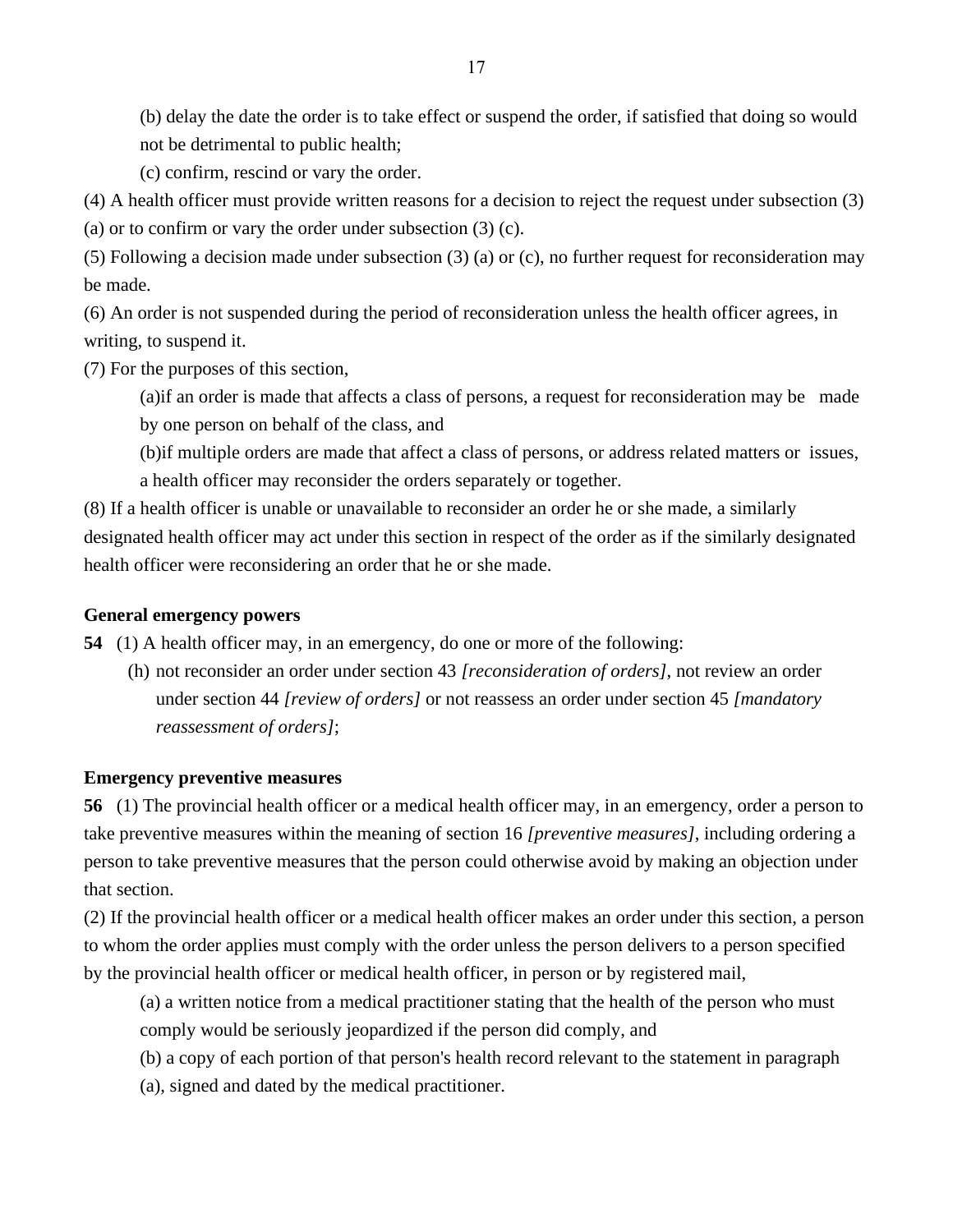(b) delay the date the order is to take effect or suspend the order, if satisfied that doing so would not be detrimental to public health;

(c) confirm, rescind or vary the order.

(4) A health officer must provide written reasons for a decision to reject the request under subsection (3) (a) or to confirm or vary the order under subsection (3) (c).

(5) Following a decision made under subsection (3) (a) or (c), no further request for reconsideration may be made.

(6) An order is not suspended during the period of reconsideration unless the health officer agrees, in writing, to suspend it.

(7) For the purposes of this section,

(a)if an order is made that affects a class of persons, a request for reconsideration may be made by one person on behalf of the class, and

(b)if multiple orders are made that affect a class of persons, or address related matters or issues, a health officer may reconsider the orders separately or together.

(8) If a health officer is unable or unavailable to reconsider an order he or she made, a similarly designated health officer may act under this section in respect of the order as if the similarly designated health officer were reconsidering an order that he or she made.

**General emergency powers**

**54** (1) A health officer may, in an emergency, do one or more of the following:

(h) not reconsider an order under section 43 *[reconsideration of orders]*, not review an order under section 44 *[review of orders]* or not reassess an order under section 45 *[mandatory reassessment of orders]*;

**Emergency preventive measures**

**56** (1) The provincial health officer or a medical health officer may, in an emergency, order a person to take preventive measures within the meaning of section 16 *[preventive measures]*, including ordering a person to take preventive measures that the person could otherwise avoid by making an objection under that section.

(2) If the provincial health officer or a medical health officer makes an order under this section, a person to whom the order applies must comply with the order unless the person delivers to a person specified by the provincial health officer or medical health officer, in person or by registered mail,

(a) a written notice from a medical practitioner stating that the health of the person who must comply would be seriously jeopardized if the person did comply, and

(b) a copy of each portion of that person's health record relevant to the statement in paragraph (a), signed and dated by the medical practitioner.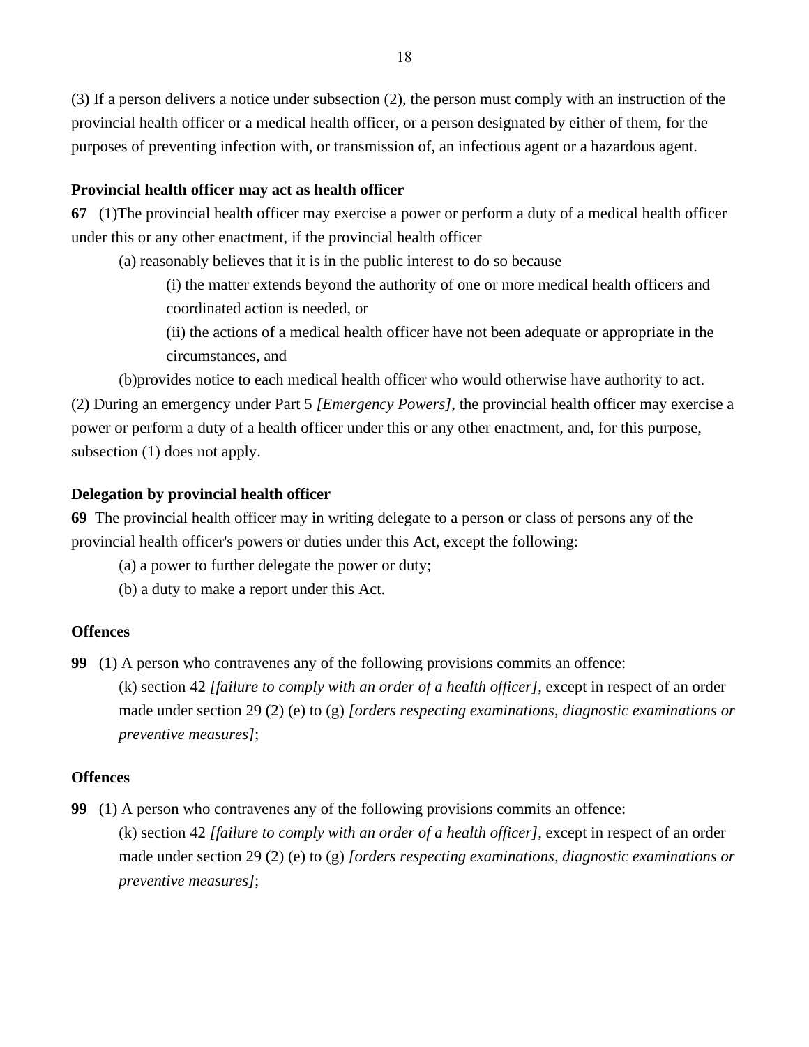(3) If a person delivers a notice under subsection (2), the person must comply with an instruction of the provincial health officer or a medical health officer, or a person designated by either of them, for the purposes of preventing infection with, or transmission of, an infectious agent or a hazardous agent.

**Provincial health officer may act as health officer**

**67** (1)The provincial health officer may exercise a power or perform a duty of a medical health officer under this or any other enactment, if the provincial health officer

(a) reasonably believes that it is in the public interest to do so because

(i) the matter extends beyond the authority of one or more medical health officers and coordinated action is needed, or

(ii) the actions of a medical health officer have not been adequate or appropriate in the circumstances, and

(b)provides notice to each medical health officer who would otherwise have authority to act.

(2) During an emergency under Part 5 *[Emergency Powers]*, the provincial health officer may exercise a power or perform a duty of a health officer under this or any other enactment, and, for this purpose, subsection (1) does not apply.

**Delegation by provincial health officer**

**69** The provincial health officer may in writing delegate to a person or class of persons any of the provincial health officer's powers or duties under this Act, except the following:

(a) a power to further delegate the power or duty;

(b) a duty to make a report under this Act.

**Offences**

**99** (1) A person who contravenes any of the following provisions commits an offence:

(k) section 42 *[failure to comply with an order of a health officer]*, except in respect of an order made under section 29 (2) (e) to (g) *[orders respecting examinations, diagnostic examinations or preventive measures]*;

**Offences**

**99** (1) A person who contravenes any of the following provisions commits an offence:

(k) section 42 *[failure to comply with an order of a health officer]*, except in respect of an order made under section 29 (2) (e) to (g) *[orders respecting examinations, diagnostic examinations or preventive measures]*;